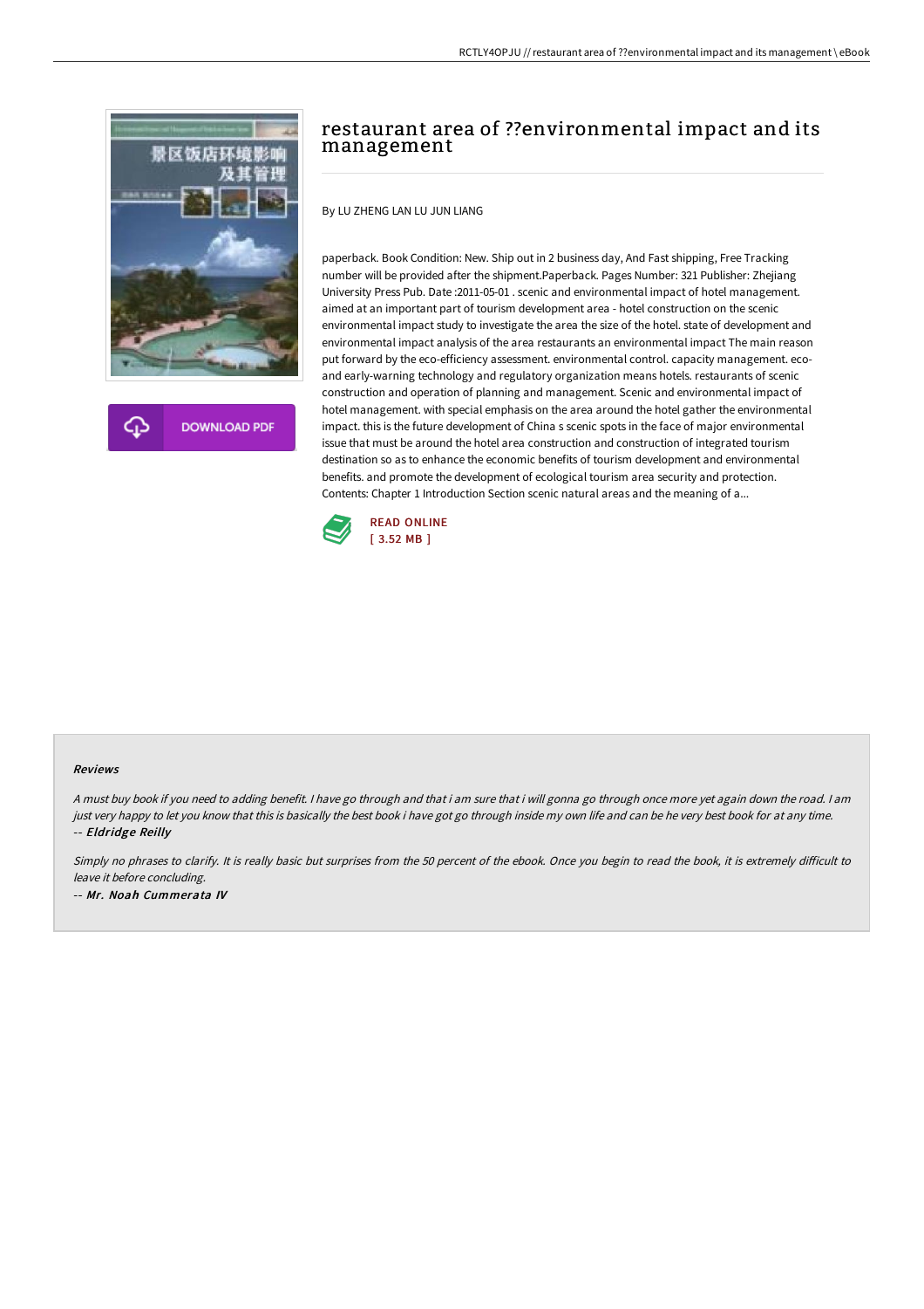# restaurant area of ??environmental impact and its management

By LU ZHENG LAN LU JUN LIANG

paperback. Book Condition: New. Ship out in 2 business day, And Fast shipping, Free Tracking number will be provided after the shipment.Paperback. Pages Number: 321 Publisher: Zhejiang University Press Pub. Date :2011-05-01 . scenic and environmental impact of hotel management. aimed at an important part of tourism development area - hotel construction on the scenic environmental impact study to investigate the area the size of the hotel. state of development and environmental impact analysis of the area restaurants an environmental impact The main reason put forward by the eco-efficiency assessment. environmental control. capacity management. eco- and early-warning technology and regulatory organization means hotels. restaurants of scenic construction and operation of planning and management. Scenic and environmental impact of hotel management. with special emphasis on the area around the hotel gather the environmental impact. this is the future development of China s scenic spots in the face of major environmental issue that must be around the hotel area construction and construction of integrated tourism destination so as to enhance the economic benefits of tourism development and environmental benefits. and promote the development of ecological tourism area security and protection. Contents: Chapter 1 Introduction Section scenic natural areas and the meaning of a...

READ ONLINE
[ 3.52 MB ]

DOWNLOAD PDF

### Reviews

*A must buy book if you need to adding benefit. I have go through and that i am sure that i will gonna go through once more yet again down the road. I am just very happy to let you know that this is basically the best book i have got go through inside my own life and can be he very best book for at any time.*
*-- Eldridge Reilly*

*Simply no phrases to clarify. It is really basic but surprises from the 50 percent of the ebook. Once you begin to read the book, it is extremely difficult to leave it before concluding.*
*-- Mr. Noah Cummerata IV*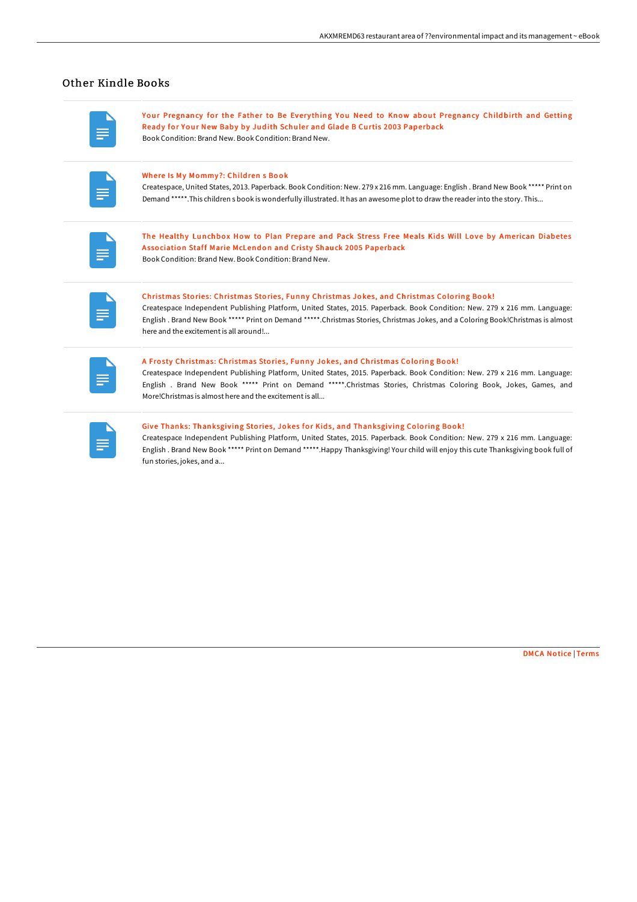## Other Kindle Books

**Your Pregnancy for the Father to Be Everything You Need to Know about Pregnancy Childbirth and Getting Ready for Your New Baby by Judith Schuler and Glade B Curtis 2003 Paperback**

Book Condition: Brand New. Book Condition: Brand New.

**Where Is My Mommy?: Children s Book**

Createspace, United States, 2013. Paperback. Book Condition: New. 279 x 216 mm. Language: English . Brand New Book ***** Print on Demand *****.This children s book is wonderfully illustrated. It has an awesome plot to draw the reader into the story. This...

**The Healthy Lunchbox How to Plan Prepare and Pack Stress Free Meals Kids Will Love by American Diabetes Association Staff Marie McLendon and Cristy Shauck 2005 Paperback**

Book Condition: Brand New. Book Condition: Brand New.

**Christmas Stories: Christmas Stories, Funny Christmas Jokes, and Christmas Coloring Book!**

Createspace Independent Publishing Platform, United States, 2015. Paperback. Book Condition: New. 279 x 216 mm. Language: English . Brand New Book ***** Print on Demand *****.Christmas Stories, Christmas Jokes, and a Coloring Book!Christmas is almost here and the excitement is all around!...

**A Frosty Christmas: Christmas Stories, Funny Jokes, and Christmas Coloring Book!**

Createspace Independent Publishing Platform, United States, 2015. Paperback. Book Condition: New. 279 x 216 mm. Language: English . Brand New Book ***** Print on Demand *****.Christmas Stories, Christmas Coloring Book, Jokes, Games, and More!Christmas is almost here and the excitement is all...

**Give Thanks: Thanksgiving Stories, Jokes for Kids, and Thanksgiving Coloring Book!**

Createspace Independent Publishing Platform, United States, 2015. Paperback. Book Condition: New. 279 x 216 mm. Language: English . Brand New Book ***** Print on Demand *****.Happy Thanksgiving! Your child will enjoy this cute Thanksgiving book full of fun stories, jokes, and a...